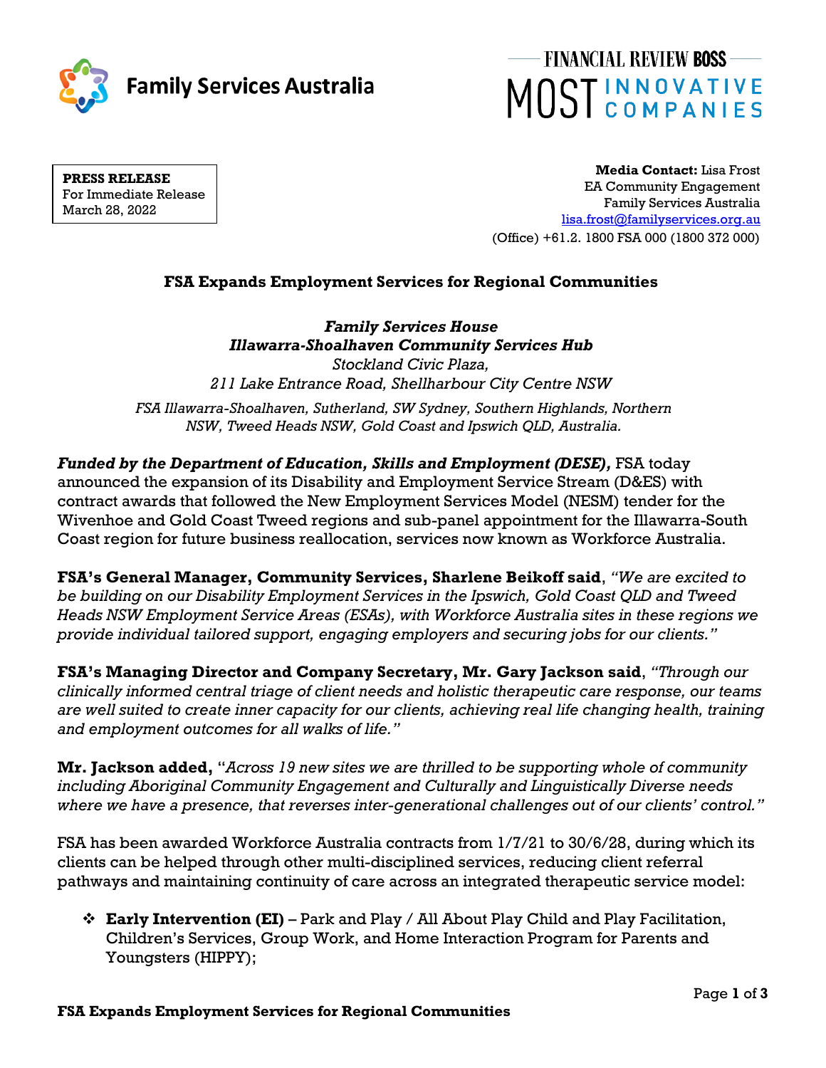Family Services Australia

FINANCIAL REVIEW BOSS MOST INNOVATIVE COMPANIES

**PRESS RELEASE**
For Immediate Release
March 28, 2022

**Media Contact:** Lisa Frost
EA Community Engagement
Family Services Australia
lisa.frost@familyservices.org.au
(Office) +61.2. 1800 FSA 000 (1800 372 000)

## FSA Expands Employment Services for Regional Communities

***Family Services House***
***Illawarra-Shoalhaven Community Services Hub***
*Stockland Civic Plaza,*
*211 Lake Entrance Road, Shellharbour City Centre NSW*

*FSA Illawarra-Shoalhaven, Sutherland, SW Sydney, Southern Highlands, Northern NSW, Tweed Heads NSW, Gold Coast and Ipswich QLD, Australia.*

***Funded by the Department of Education, Skills and Employment (DESE),*** FSA today announced the expansion of its Disability and Employment Service Stream (D&ES) with contract awards that followed the New Employment Services Model (NESM) tender for the Wivenhoe and Gold Coast Tweed regions and sub-panel appointment for the Illawarra-South Coast region for future business reallocation, services now known as Workforce Australia.

**FSA's General Manager, Community Services, Sharlene Beikoff said**, *"We are excited to be building on our Disability Employment Services in the Ipswich, Gold Coast QLD and Tweed Heads NSW Employment Service Areas (ESAs), with Workforce Australia sites in these regions we provide individual tailored support, engaging employers and securing jobs for our clients."*

**FSA's Managing Director and Company Secretary, Mr. Gary Jackson said**, *"Through our clinically informed central triage of client needs and holistic therapeutic care response, our teams are well suited to create inner capacity for our clients, achieving real life changing health, training and employment outcomes for all walks of life."*

**Mr. Jackson added,** "*Across 19 new sites we are thrilled to be supporting whole of community including Aboriginal Community Engagement and Culturally and Linguistically Diverse needs where we have a presence, that reverses inter-generational challenges out of our clients' control."*

FSA has been awarded Workforce Australia contracts from 1/7/21 to 30/6/28, during which its clients can be helped through other multi-disciplined services, reducing client referral pathways and maintaining continuity of care across an integrated therapeutic service model:

- **Early Intervention (EI)** – Park and Play / All About Play Child and Play Facilitation, Children's Services, Group Work, and Home Interaction Program for Parents and Youngsters (HIPPY);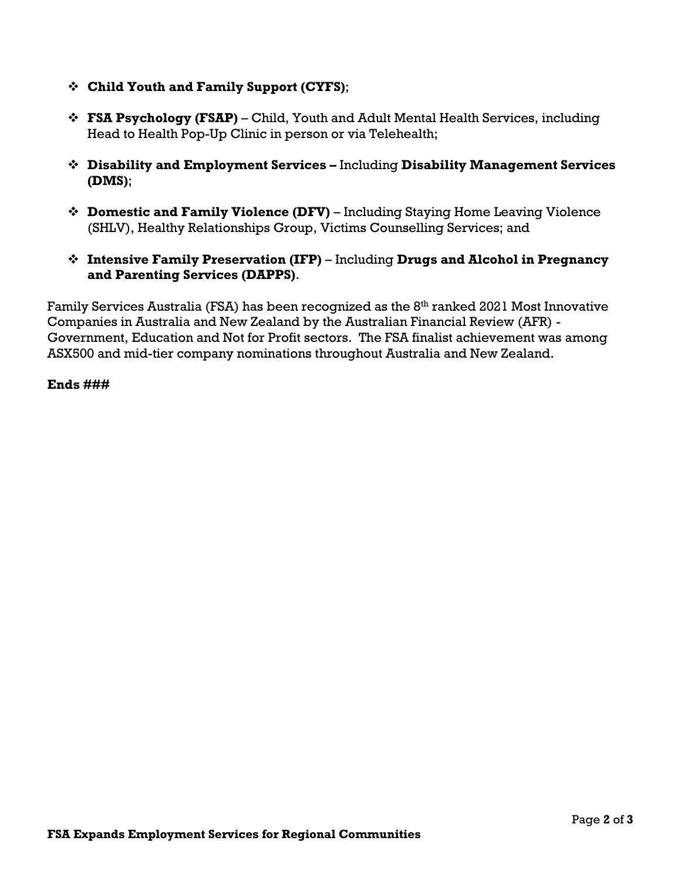- **Child Youth and Family Support (CYFS)**;
- **FSA Psychology (FSAP)** – Child, Youth and Adult Mental Health Services, including Head to Health Pop-Up Clinic in person or via Telehealth;
- **Disability and Employment Services –** Including **Disability Management Services (DMS)**;
- **Domestic and Family Violence (DFV)** – Including Staying Home Leaving Violence (SHLV), Healthy Relationships Group, Victims Counselling Services; and
- **Intensive Family Preservation (IFP)** – Including **Drugs and Alcohol in Pregnancy and Parenting Services (DAPPS)**.

Family Services Australia (FSA) has been recognized as the 8th ranked 2021 Most Innovative Companies in Australia and New Zealand by the Australian Financial Review (AFR) - Government, Education and Not for Profit sectors. The FSA finalist achievement was among ASX500 and mid-tier company nominations throughout Australia and New Zealand.

**Ends ###**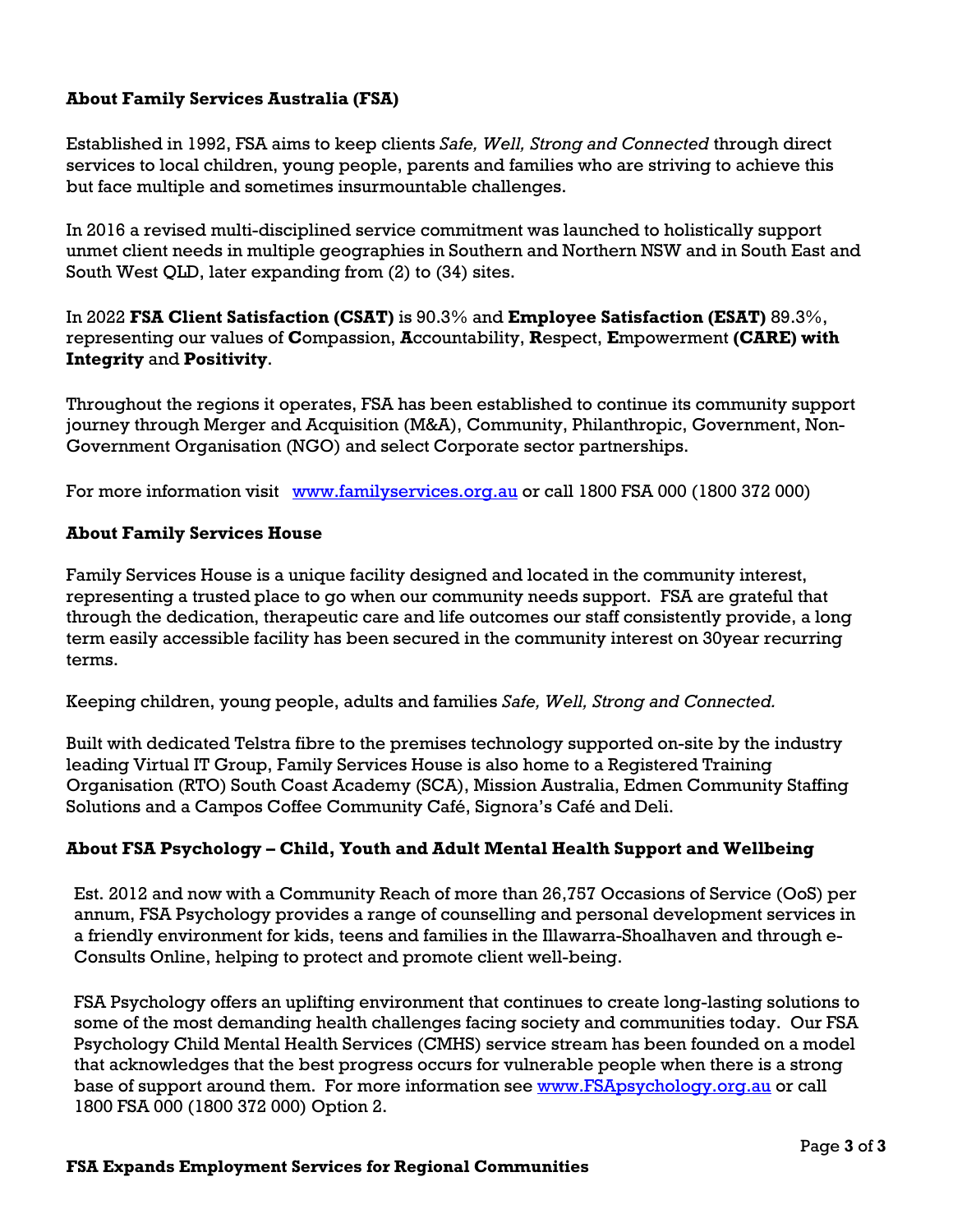**About Family Services Australia (FSA)**

Established in 1992, FSA aims to keep clients *Safe, Well, Strong and Connected* through direct services to local children, young people, parents and families who are striving to achieve this but face multiple and sometimes insurmountable challenges.

In 2016 a revised multi-disciplined service commitment was launched to holistically support unmet client needs in multiple geographies in Southern and Northern NSW and in South East and South West QLD, later expanding from (2) to (34) sites.

In 2022 **FSA Client Satisfaction (CSAT)** is 90.3% and **Employee Satisfaction (ESAT)** 89.3%, representing our values of **C**ompassion, **A**ccountability, **R**espect, **E**mpowerment **(CARE) with Integrity** and **Positivity**.

Throughout the regions it operates, FSA has been established to continue its community support journey through Merger and Acquisition (M&A), Community, Philanthropic, Government, Non-Government Organisation (NGO) and select Corporate sector partnerships.

For more information visit [www.familyservices.org.au](http://www.familyservices.org.au) or call 1800 FSA 000 (1800 372 000)

**About Family Services House**

Family Services House is a unique facility designed and located in the community interest, representing a trusted place to go when our community needs support. FSA are grateful that through the dedication, therapeutic care and life outcomes our staff consistently provide, a long term easily accessible facility has been secured in the community interest on 30year recurring terms.

Keeping children, young people, adults and families *Safe, Well, Strong and Connected.*

Built with dedicated Telstra fibre to the premises technology supported on-site by the industry leading Virtual IT Group, Family Services House is also home to a Registered Training Organisation (RTO) South Coast Academy (SCA), Mission Australia, Edmen Community Staffing Solutions and a Campos Coffee Community Café, Signora's Café and Deli.

**About FSA Psychology – Child, Youth and Adult Mental Health Support and Wellbeing**

Est. 2012 and now with a Community Reach of more than 26,757 Occasions of Service (OoS) per annum, FSA Psychology provides a range of counselling and personal development services in a friendly environment for kids, teens and families in the Illawarra-Shoalhaven and through e-Consults Online, helping to protect and promote client well-being.

FSA Psychology offers an uplifting environment that continues to create long-lasting solutions to some of the most demanding health challenges facing society and communities today. Our FSA Psychology Child Mental Health Services (CMHS) service stream has been founded on a model that acknowledges that the best progress occurs for vulnerable people when there is a strong base of support around them. For more information see [www.FSApsychology.org.au](http://www.FSApsychology.org.au) or call 1800 FSA 000 (1800 372 000) Option 2.

**FSA Expands Employment Services for Regional Communities**